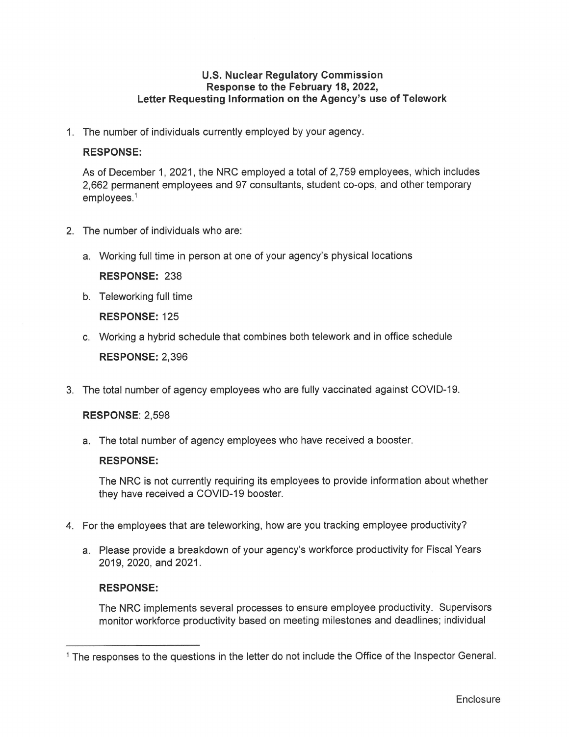**U.S. Nuclear Regulatory Commission**
**Response to the February 18, 2022,**
**Letter Requesting Information on the Agency's use of Telework**

1. The number of individuals currently employed by your agency.

   **RESPONSE:**

   As of December 1, 2021, the NRC employed a total of 2,759 employees, which includes 2,662 permanent employees and 97 consultants, student co-ops, and other temporary employees.[1]

2. The number of individuals who are:

   a. Working full time in person at one of your agency's physical locations

      **RESPONSE:** 238

   b. Teleworking full time

      **RESPONSE:** 125

   c. Working a hybrid schedule that combines both telework and in office schedule

      **RESPONSE:** 2,396

3. The total number of agency employees who are fully vaccinated against COVID-19.

   **RESPONSE**: 2,598

   a. The total number of agency employees who have received a booster.

      **RESPONSE:**

      The NRC is not currently requiring its employees to provide information about whether they have received a COVID-19 booster.

4. For the employees that are teleworking, how are you tracking employee productivity?

   a. Please provide a breakdown of your agency's workforce productivity for Fiscal Years 2019, 2020, and 2021.

      **RESPONSE:**

      The NRC implements several processes to ensure employee productivity. Supervisors monitor workforce productivity based on meeting milestones and deadlines; individual

---

[1] The responses to the questions in the letter do not include the Office of the Inspector General.

Enclosure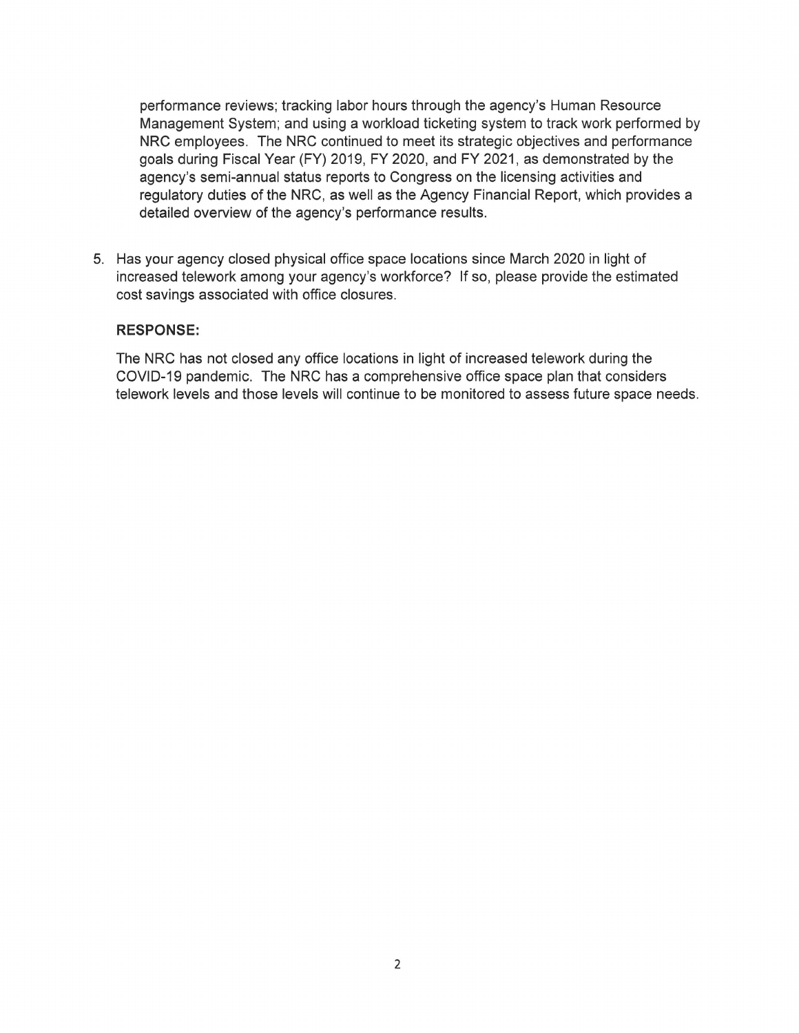performance reviews; tracking labor hours through the agency's Human Resource Management System; and using a workload ticketing system to track work performed by NRC employees. The NRC continued to meet its strategic objectives and performance goals during Fiscal Year (FY) 2019, FY 2020, and FY 2021, as demonstrated by the agency's semi-annual status reports to Congress on the licensing activities and regulatory duties of the NRC, as well as the Agency Financial Report, which provides a detailed overview of the agency's performance results.

5. Has your agency closed physical office space locations since March 2020 in light of increased telework among your agency's workforce? If so, please provide the estimated cost savings associated with office closures.

**RESPONSE:**

The NRC has not closed any office locations in light of increased telework during the COVID-19 pandemic. The NRC has a comprehensive office space plan that considers telework levels and those levels will continue to be monitored to assess future space needs.